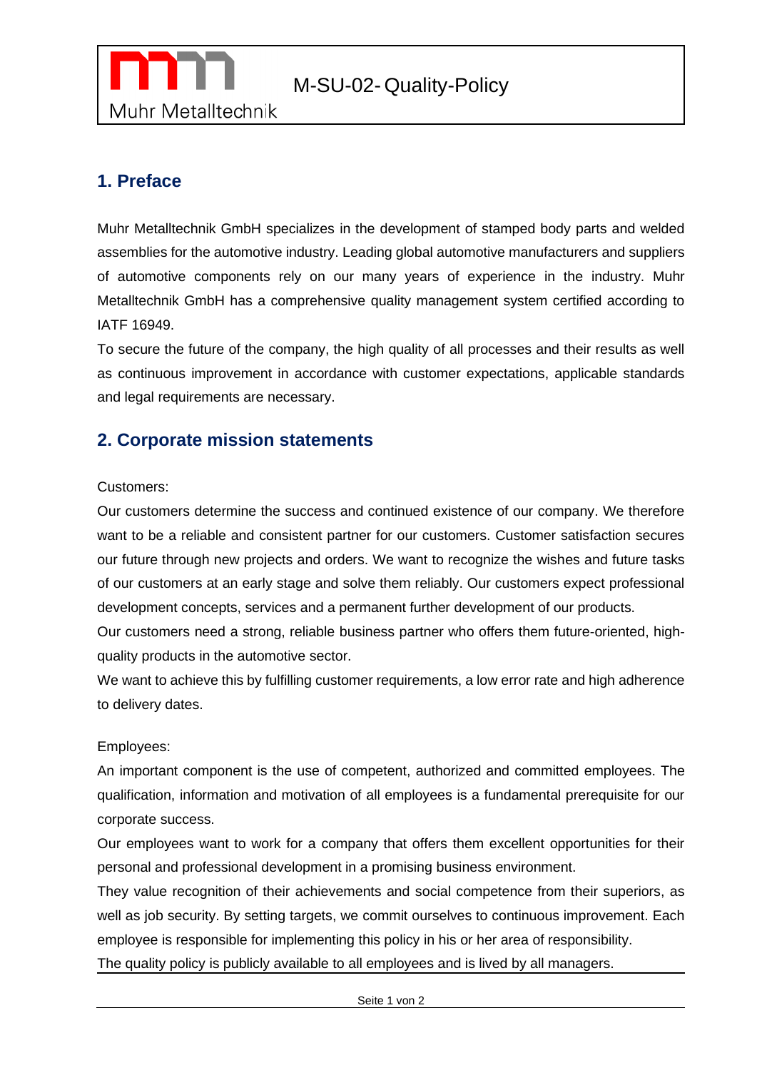Muhr Metalltechnik

# M-SU-02- Quality-Policy

## 1. Preface

Muhr Metalltechnik GmbH specializes in the development of stamped body parts and welded assemblies for the automotive industry. Leading global automotive manufacturers and suppliers of automotive components rely on our many years of experience in the industry. Muhr Metalltechnik GmbH has a comprehensive quality management system certified according to IATF 16949.

To secure the future of the company, the high quality of all processes and their results as well as continuous improvement in accordance with customer expectations, applicable standards and legal requirements are necessary.

## 2. Corporate mission statements

Customers:

Our customers determine the success and continued existence of our company. We therefore want to be a reliable and consistent partner for our customers. Customer satisfaction secures our future through new projects and orders. We want to recognize the wishes and future tasks of our customers at an early stage and solve them reliably. Our customers expect professional development concepts, services and a permanent further development of our products.

Our customers need a strong, reliable business partner who offers them future-oriented, high-quality products in the automotive sector.

We want to achieve this by fulfilling customer requirements, a low error rate and high adherence to delivery dates.

Employees:

An important component is the use of competent, authorized and committed employees. The qualification, information and motivation of all employees is a fundamental prerequisite for our corporate success.

Our employees want to work for a company that offers them excellent opportunities for their personal and professional development in a promising business environment.

They value recognition of their achievements and social competence from their superiors, as well as job security. By setting targets, we commit ourselves to continuous improvement. Each employee is responsible for implementing this policy in his or her area of responsibility.

The quality policy is publicly available to all employees and is lived by all managers.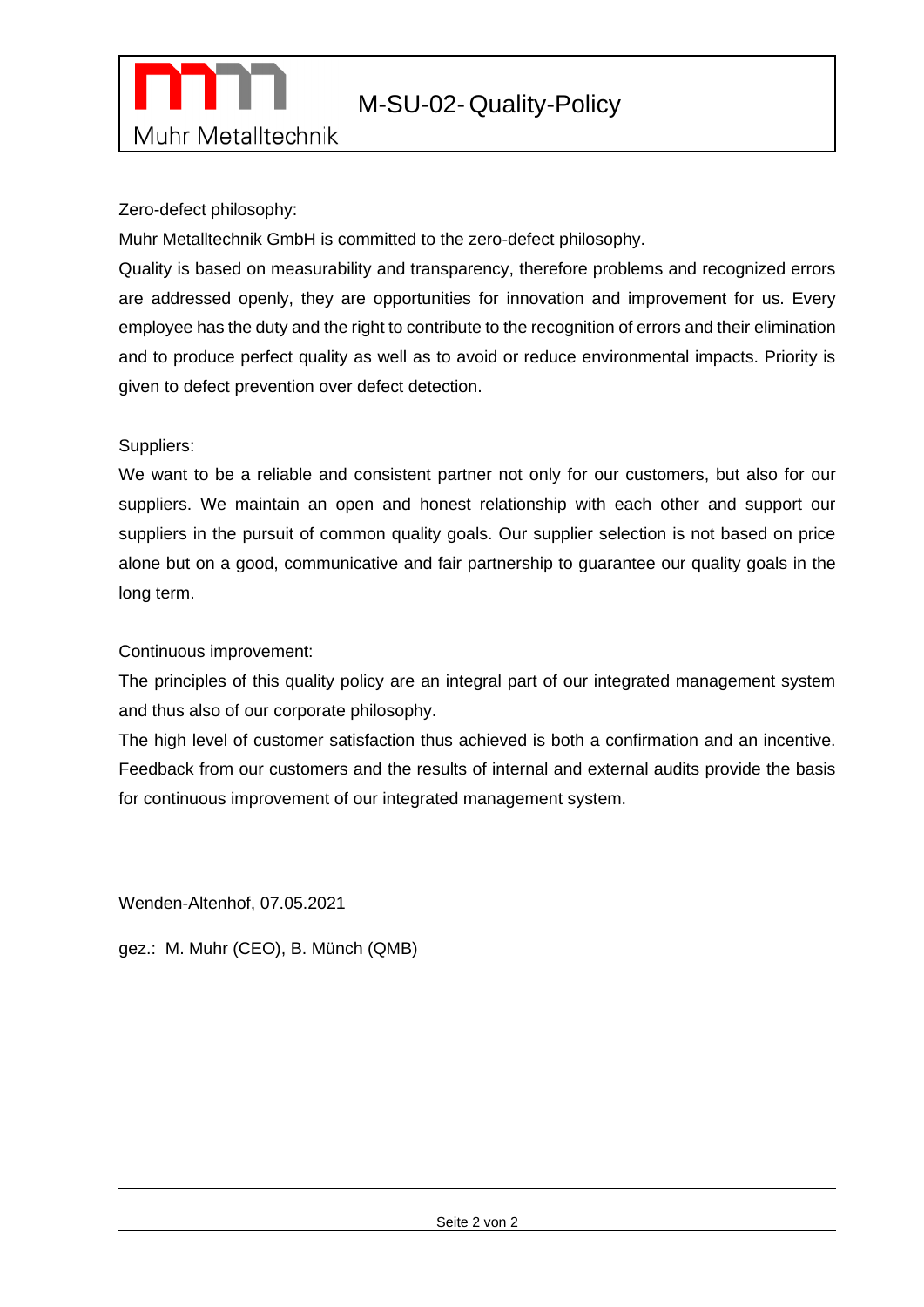Zero-defect philosophy:

Muhr Metalltechnik GmbH is committed to the zero-defect philosophy.

Quality is based on measurability and transparency, therefore problems and recognized errors are addressed openly, they are opportunities for innovation and improvement for us. Every employee has the duty and the right to contribute to the recognition of errors and their elimination and to produce perfect quality as well as to avoid or reduce environmental impacts. Priority is given to defect prevention over defect detection.

Suppliers:

We want to be a reliable and consistent partner not only for our customers, but also for our suppliers. We maintain an open and honest relationship with each other and support our suppliers in the pursuit of common quality goals. Our supplier selection is not based on price alone but on a good, communicative and fair partnership to guarantee our quality goals in the long term.

Continuous improvement:

The principles of this quality policy are an integral part of our integrated management system and thus also of our corporate philosophy.

The high level of customer satisfaction thus achieved is both a confirmation and an incentive. Feedback from our customers and the results of internal and external audits provide the basis for continuous improvement of our integrated management system.

Wenden-Altenhof, 07.05.2021

gez.: M. Muhr (CEO), B. Münch (QMB)